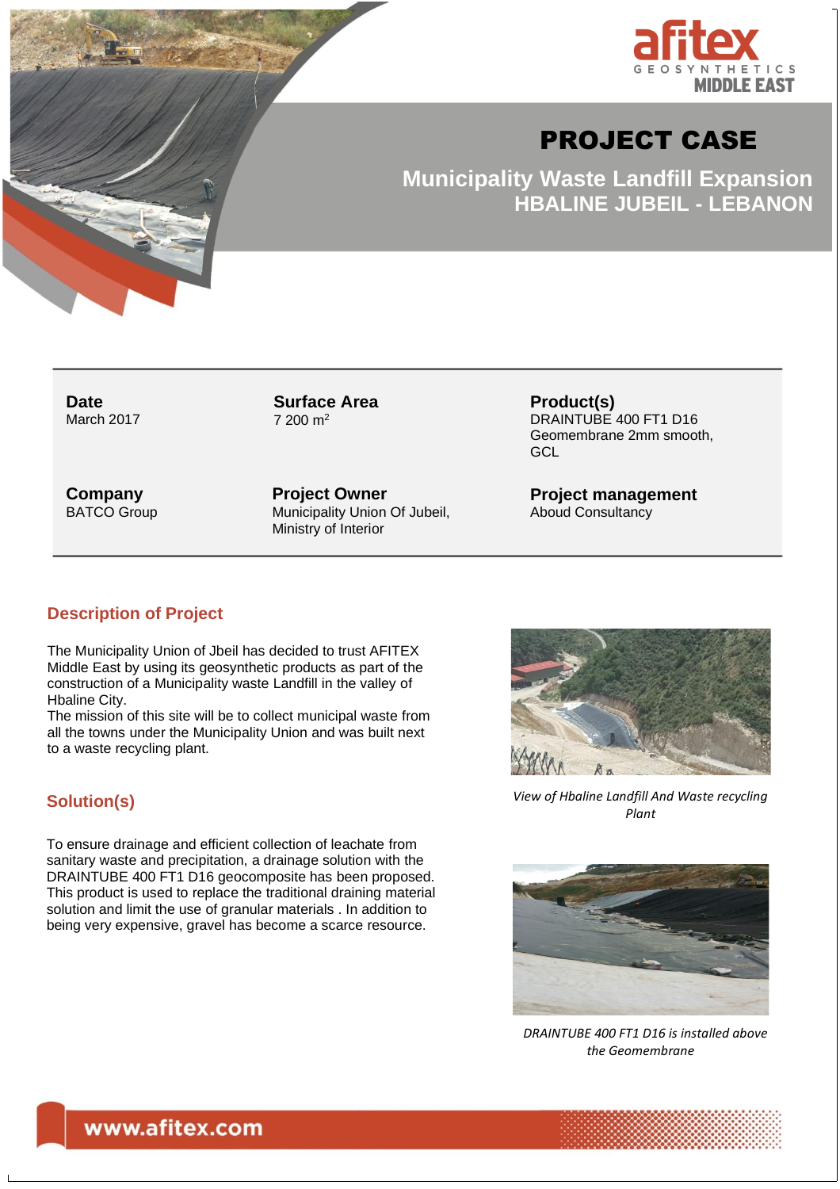# PROJECT CASE

## Municipality Waste Landfill Expansion
## HBALINE JUBEIL - LEBANON

| **Date** | **Surface Area** | **Product(s)** |
| --- | --- | --- |
| March 2017 | 7 200 $m^2$ | DRAINTUBE 400 FT1 D16<br>Geomembrane 2mm smooth,<br>GCL |
| **Company** | **Project Owner** | **Project management** |
| BATCO Group | Municipality Union Of Jubeil,<br>Ministry of Interior | Aboud Consultancy |

## Description of Project

The Municipality Union of Jbeil has decided to trust AFITEX Middle East by using its geosynthetic products as part of the construction of a Municipality waste Landfill in the valley of Hbaline City.
The mission of this site will be to collect municipal waste from all the towns under the Municipality Union and was built next to a waste recycling plant.

*View of Hbaline Landfill And Waste recycling Plant*

## Solution(s)

To ensure drainage and efficient collection of leachate from sanitary waste and precipitation, a drainage solution with the DRAINTUBE 400 FT1 D16 geocomposite has been proposed. This product is used to replace the traditional draining material solution and limit the use of granular materials . In addition to being very expensive, gravel has become a scarce resource.

*DRAINTUBE 400 FT1 D16 is installed above the Geomembrane*

www.afitex.com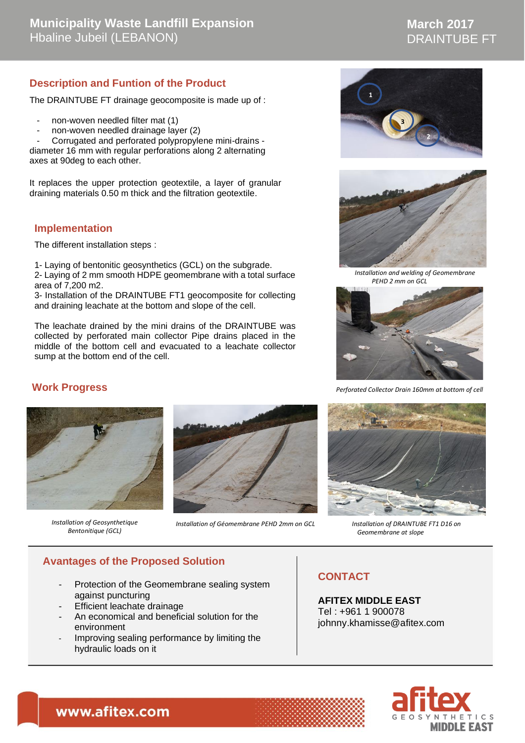# Municipality Waste Landfill Expansion

Hbaline Jubeil (LEBANON)

**March 2017**

DRAINTUBE FT

## Description and Funtion of the Product

The DRAINTUBE FT drainage geocomposite is made up of :

- non-woven needled filter mat (1)
- non-woven needled drainage layer (2)
- Corrugated and perforated polypropylene mini-drains - diameter 16 mm with regular perforations along 2 alternating axes at 90deg to each other.

It replaces the upper protection geotextile, a layer of granular draining materials 0.50 m thick and the filtration geotextile.

## Implementation

The different installation steps :

1- Laying of bentonitic geosynthetics (GCL) on the subgrade.
2- Laying of 2 mm smooth HDPE geomembrane with a total surface area of 7,200 m2.
3- Installation of the DRAINTUBE FT1 geocomposite for collecting and draining leachate at the bottom and slope of the cell.

The leachate drained by the mini drains of the DRAINTUBE was collected by perforated main collector Pipe drains placed in the middle of the bottom cell and evacuated to a leachate collector sump at the bottom end of the cell.

*Installation and welding of Geomembrane PEHD 2 mm on GCL*

*Perforated Collector Drain 160mm at bottom of cell*

## Work Progress

*Installation of Geosynthetique Bentonitique (GCL)*

*Installation of Géomembrane PEHD 2mm on GCL*

*Installation of DRAINTUBE FT1 D16 on Geomembrane at slope*

## Avantages of the Proposed Solution

- Protection of the Geomembrane sealing system against puncturing
- Efficient leachate drainage
- An economical and beneficial solution for the environment
- Improving sealing performance by limiting the hydraulic loads on it

## CONTACT

**AFITEX MIDDLE EAST**
Tel : +961 1 900078
johnny.khamisse@afitex.com

www.afitex.com

afitex GEOSYNTHETICS MIDDLE EAST